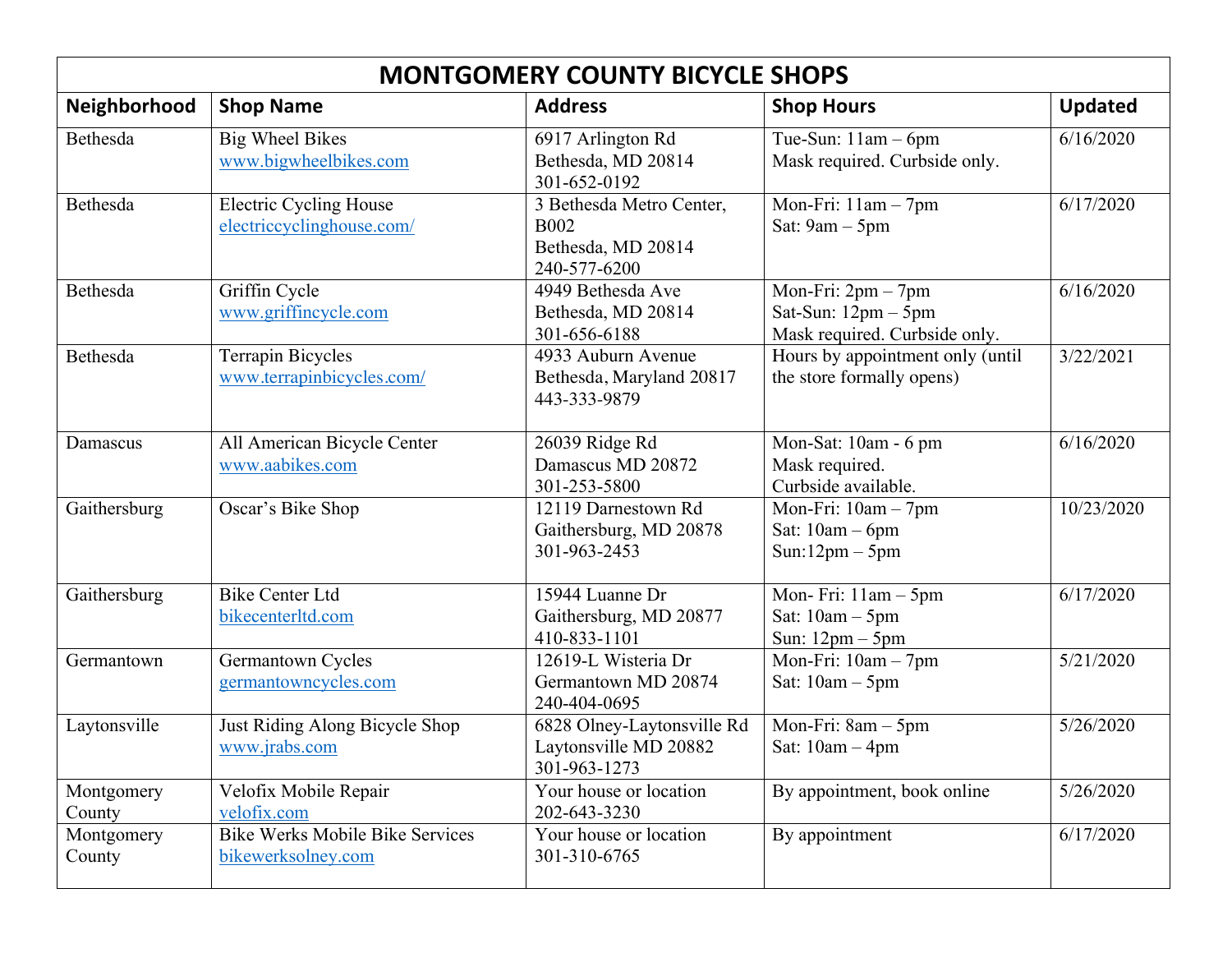# MONTGOMERY COUNTY BICYCLE SHOPS

| Neighborhood | Shop Name | Address | Shop Hours | Updated |
|---|---|---|---|---|
| Bethesda | Big Wheel Bikes<br>www.bigwheelbikes.com | 6917 Arlington Rd<br>Bethesda, MD 20814<br>301-652-0192 | Tue-Sun: 11am – 6pm<br>Mask required. Curbside only. | 6/16/2020 |
| Bethesda | Electric Cycling House<br>electriccyclinghouse.com/ | 3 Bethesda Metro Center, B002<br>Bethesda, MD 20814<br>240-577-6200 | Mon-Fri: 11am – 7pm<br>Sat: 9am – 5pm | 6/17/2020 |
| Bethesda | Griffin Cycle<br>www.griffincycle.com | 4949 Bethesda Ave<br>Bethesda, MD 20814<br>301-656-6188 | Mon-Fri: 2pm – 7pm<br>Sat-Sun: 12pm – 5pm<br>Mask required. Curbside only. | 6/16/2020 |
| Bethesda | Terrapin Bicycles<br>www.terrapinbicycles.com/ | 4933 Auburn Avenue<br>Bethesda, Maryland 20817<br>443-333-9879 | Hours by appointment only (until the store formally opens) | 3/22/2021 |
| Damascus | All American Bicycle Center<br>www.aabikes.com | 26039 Ridge Rd<br>Damascus MD 20872<br>301-253-5800 | Mon-Sat: 10am - 6 pm<br>Mask required.<br>Curbside available. | 6/16/2020 |
| Gaithersburg | Oscar's Bike Shop | 12119 Darnestown Rd<br>Gaithersburg, MD 20878<br>301-963-2453 | Mon-Fri: 10am – 7pm<br>Sat: 10am – 6pm<br>Sun:12pm – 5pm | 10/23/2020 |
| Gaithersburg | Bike Center Ltd<br>bikecenterltd.com | 15944 Luanne Dr<br>Gaithersburg, MD 20877<br>410-833-1101 | Mon- Fri: 11am – 5pm<br>Sat: 10am – 5pm<br>Sun: 12pm – 5pm | 6/17/2020 |
| Germantown | Germantown Cycles<br>germantowncycles.com | 12619-L Wisteria Dr<br>Germantown MD 20874<br>240-404-0695 | Mon-Fri: 10am – 7pm<br>Sat: 10am – 5pm | 5/21/2020 |
| Laytonsville | Just Riding Along Bicycle Shop<br>www.jrabs.com | 6828 Olney-Laytonsville Rd<br>Laytonsville MD 20882<br>301-963-1273 | Mon-Fri: 8am – 5pm<br>Sat: 10am – 4pm | 5/26/2020 |
| Montgomery County | Velofix Mobile Repair<br>velofix.com | Your house or location<br>202-643-3230 | By appointment, book online | 5/26/2020 |
| Montgomery County | Bike Werks Mobile Bike Services<br>bikewerksolney.com | Your house or location<br>301-310-6765 | By appointment | 6/17/2020 |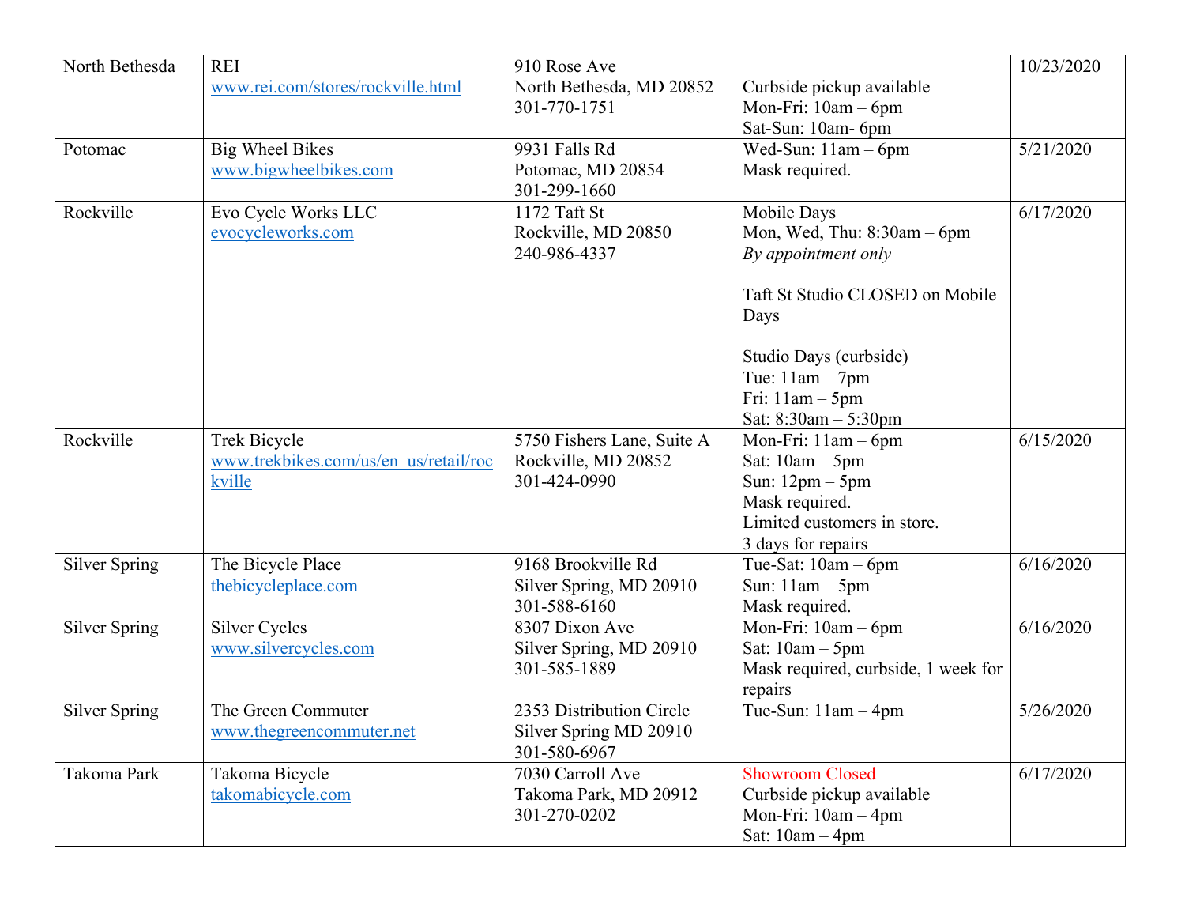| | | | | |
|---|---|---|---|---|
| North Bethesda | REI<br>www.rei.com/stores/rockville.html | 910 Rose Ave<br>North Bethesda, MD 20852<br>301-770-1751 | Curbside pickup available<br>Mon-Fri: 10am – 6pm<br>Sat-Sun: 10am- 6pm | 10/23/2020 |
| Potomac | Big Wheel Bikes<br>www.bigwheelbikes.com | 9931 Falls Rd<br>Potomac, MD 20854<br>301-299-1660 | Wed-Sun: 11am – 6pm<br>Mask required. | 5/21/2020 |
| Rockville | Evo Cycle Works LLC<br>evocycleworks.com | 1172 Taft St<br>Rockville, MD 20850<br>240-986-4337 | Mobile Days<br>Mon, Wed, Thu: 8:30am – 6pm<br>*By appointment only*<br><br>Taft St Studio CLOSED on Mobile Days<br><br>Studio Days (curbside)<br>Tue: 11am – 7pm<br>Fri: 11am – 5pm<br>Sat: 8:30am – 5:30pm | 6/17/2020 |
| Rockville | Trek Bicycle<br>www.trekbikes.com/us/en_us/retail/rockville | 5750 Fishers Lane, Suite A<br>Rockville, MD 20852<br>301-424-0990 | Mon-Fri: 11am – 6pm<br>Sat: 10am – 5pm<br>Sun: 12pm – 5pm<br>Mask required.<br>Limited customers in store.<br>3 days for repairs | 6/15/2020 |
| Silver Spring | The Bicycle Place<br>thebicycleplace.com | 9168 Brookville Rd<br>Silver Spring, MD 20910<br>301-588-6160 | Tue-Sat: 10am – 6pm<br>Sun: 11am – 5pm<br>Mask required. | 6/16/2020 |
| Silver Spring | Silver Cycles<br>www.silvercycles.com | 8307 Dixon Ave<br>Silver Spring, MD 20910<br>301-585-1889 | Mon-Fri: 10am – 6pm<br>Sat: 10am – 5pm<br>Mask required, curbside, 1 week for repairs | 6/16/2020 |
| Silver Spring | The Green Commuter<br>www.thegreencommuter.net | 2353 Distribution Circle<br>Silver Spring MD 20910<br>301-580-6967 | Tue-Sun: 11am – 4pm | 5/26/2020 |
| Takoma Park | Takoma Bicycle<br>takomabicycle.com | 7030 Carroll Ave<br>Takoma Park, MD 20912<br>301-270-0202 | Showroom Closed<br>Curbside pickup available<br>Mon-Fri: 10am – 4pm<br>Sat: 10am – 4pm | 6/17/2020 |